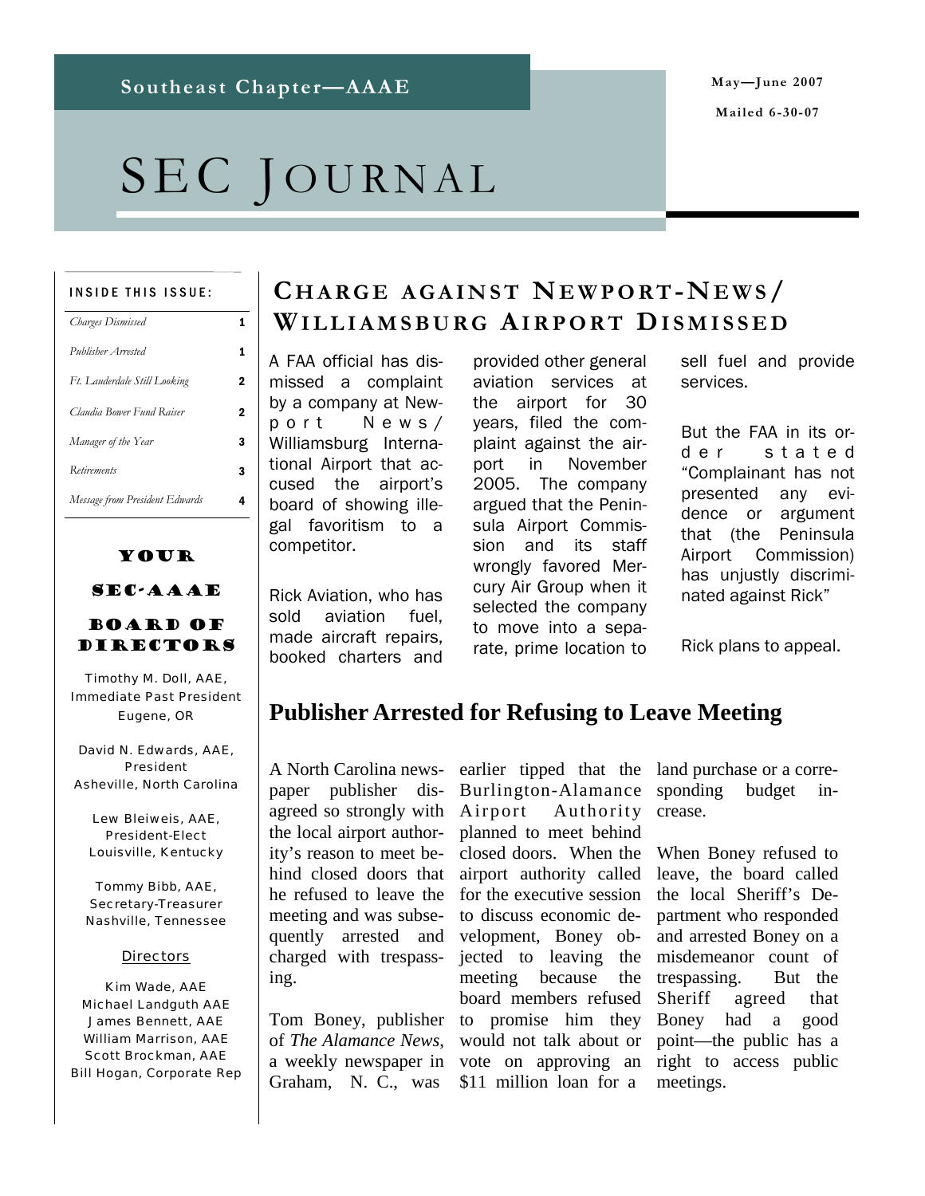Southeast Chapter—AAAE

May—June 2007

Mailed 6-30-07

# SEC JOURNAL

**INSIDE THIS ISSUE:**

| | |
|---|---|
| *Charges Dismissed* | 1 |
| *Publisher Arrested* | 1 |
| *Ft. Lauderdale Still Looking* | 2 |
| *Claudia Bower Fund Raiser* | 2 |
| *Manager of the Year* | 3 |
| *Retirements* | 3 |
| *Message from President Edwards* | 4 |

## YOUR SEC-AAAE BOARD OF DIRECTORS

Timothy M. Doll, AAE, Immediate Past President
Eugene, OR

David N. Edwards, AAE, President
Asheville, North Carolina

Lew Bleiweis, AAE, President-Elect
Louisville, Kentucky

Tommy Bibb, AAE, Secretary-Treasurer
Nashville, Tennessee

Directors

Kim Wade, AAE
Michael Landguth AAE
James Bennett, AAE
William Marrison, AAE
Scott Brockman, AAE
Bill Hogan, Corporate Rep

## CHARGE AGAINST NEWPORT-NEWS/ WILLIAMSBURG AIRPORT DISMISSED

A FAA official has dismissed a complaint by a company at Newport News/ Williamsburg International Airport that accused the airport's board of showing illegal favoritism to a competitor.

Rick Aviation, who has sold aviation fuel, made aircraft repairs, booked charters and provided other general aviation services at the airport for 30 years, filed the complaint against the airport in November 2005. The company argued that the Peninsula Airport Commission and its staff wrongly favored Mercury Air Group when it selected the company to move into a separate, prime location to sell fuel and provide services.

But the FAA in its order stated "Complainant has not presented any evidence or argument that (the Peninsula Airport Commission) has unjustly discriminated against Rick"

Rick plans to appeal.

## Publisher Arrested for Refusing to Leave Meeting

A North Carolina newspaper publisher disagreed so strongly with the local airport authority's reason to meet behind closed doors that he refused to leave the meeting and was subsequently arrested and charged with trespassing.

Tom Boney, publisher of *The Alamance News*, a weekly newspaper in Graham, N. C., was earlier tipped that the Burlington-Alamance Airport Authority planned to meet behind closed doors. When the airport authority called for the executive session to discuss economic development, Boney objected to leaving the meeting because the board members refused to promise him they would not talk about or vote on approving an $11 million loan for a land purchase or a corresponding budget increase.

When Boney refused to leave, the board called the local Sheriff's Department who responded and arrested Boney on a misdemeanor count of trespassing. But the Sheriff agreed that Boney had a good point—the public has a right to access public meetings.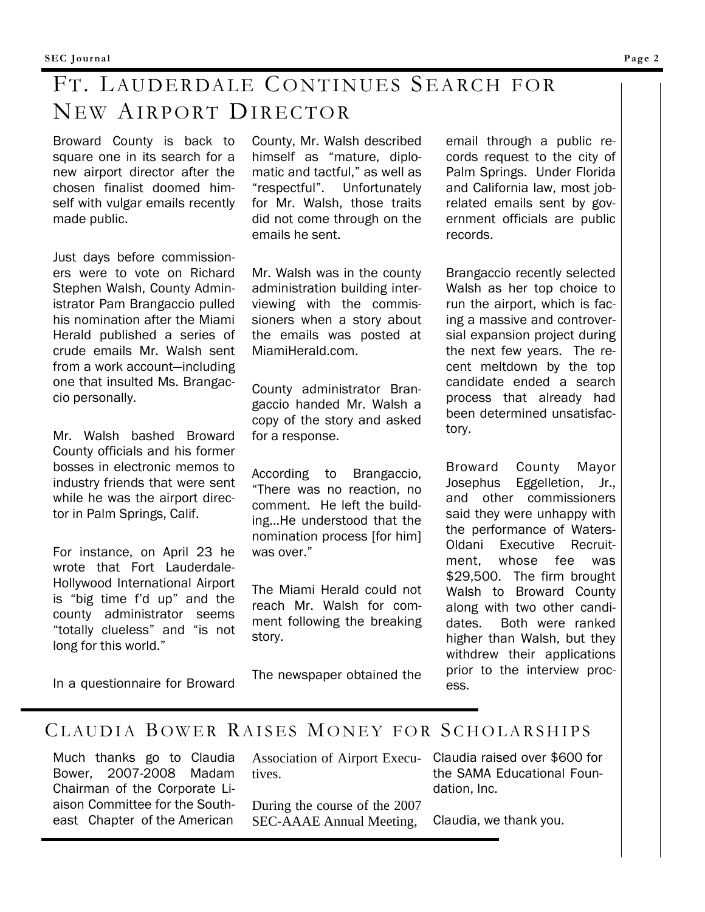# Ft. Lauderdale Continues Search for New Airport Director

Broward County is back to square one in its search for a new airport director after the chosen finalist doomed himself with vulgar emails recently made public.

Just days before commissioners were to vote on Richard Stephen Walsh, County Administrator Pam Brangaccio pulled his nomination after the Miami Herald published a series of crude emails Mr. Walsh sent from a work account—including one that insulted Ms. Brangaccio personally.

Mr. Walsh bashed Broward County officials and his former bosses in electronic memos to industry friends that were sent while he was the airport director in Palm Springs, Calif.

For instance, on April 23 he wrote that Fort Lauderdale-Hollywood International Airport is "big time f'd up" and the county administrator seems "totally clueless" and "is not long for this world."

In a questionnaire for Broward County, Mr. Walsh described himself as "mature, diplomatic and tactful," as well as "respectful". Unfortunately for Mr. Walsh, those traits did not come through on the emails he sent.

Mr. Walsh was in the county administration building interviewing with the commissioners when a story about the emails was posted at MiamiHerald.com.

County administrator Brangaccio handed Mr. Walsh a copy of the story and asked for a response.

According to Brangaccio, "There was no reaction, no comment. He left the building…He understood that the nomination process [for him] was over."

The Miami Herald could not reach Mr. Walsh for comment following the breaking story.

The newspaper obtained the email through a public records request to the city of Palm Springs. Under Florida and California law, most job-related emails sent by government officials are public records.

Brangaccio recently selected Walsh as her top choice to run the airport, which is facing a massive and controversial expansion project during the next few years. The recent meltdown by the top candidate ended a search process that already had been determined unsatisfactory.

Broward County Mayor Josephus Eggelletion, Jr., and other commissioners said they were unhappy with the performance of Waters-Oldani Executive Recruitment, whose fee was $29,500. The firm brought Walsh to Broward County along with two other candidates. Both were ranked higher than Walsh, but they withdrew their applications prior to the interview process.

# Claudia Bower Raises Money for Scholarships

Much thanks go to Claudia Bower, 2007-2008 Madam Chairman of the Corporate Liaison Committee for the Southeast Chapter of the American Association of Airport Executives.

During the course of the 2007 SEC-AAAE Annual Meeting, Claudia raised over $600 for the SAMA Educational Foundation, Inc.

Claudia, we thank you.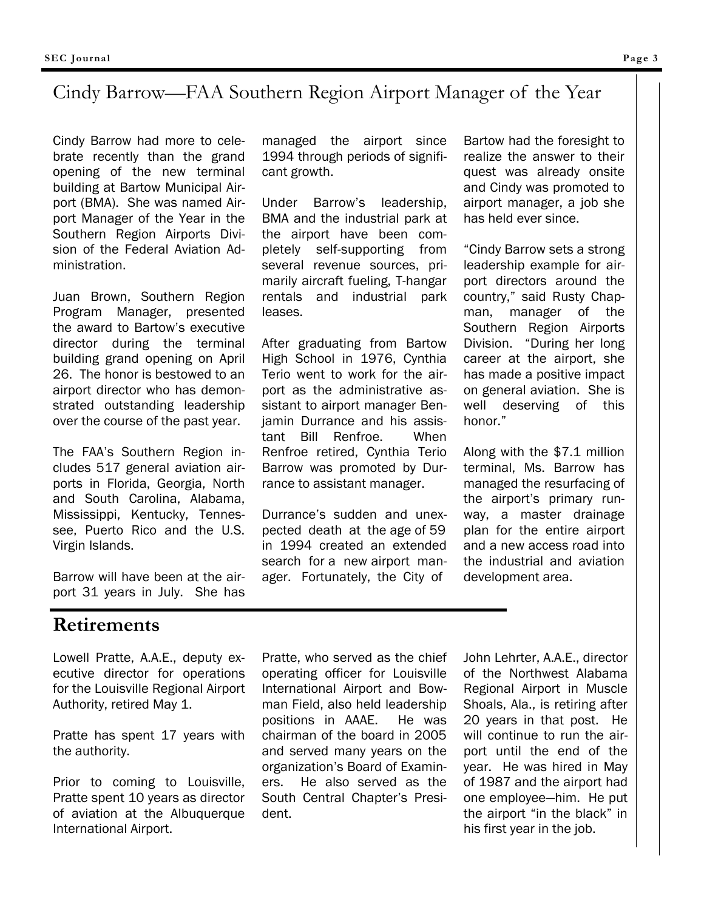## Cindy Barrow—FAA Southern Region Airport Manager of the Year

Cindy Barrow had more to celebrate recently than the grand opening of the new terminal building at Bartow Municipal Airport (BMA). She was named Airport Manager of the Year in the Southern Region Airports Division of the Federal Aviation Administration.

Juan Brown, Southern Region Program Manager, presented the award to Bartow's executive director during the terminal building grand opening on April 26. The honor is bestowed to an airport director who has demonstrated outstanding leadership over the course of the past year.

The FAA's Southern Region includes 517 general aviation airports in Florida, Georgia, North and South Carolina, Alabama, Mississippi, Kentucky, Tennessee, Puerto Rico and the U.S. Virgin Islands.

Barrow will have been at the airport 31 years in July. She has managed the airport since 1994 through periods of significant growth.

Under Barrow's leadership, BMA and the industrial park at the airport have been completely self-supporting from several revenue sources, primarily aircraft fueling, T-hangar rentals and industrial park leases.

After graduating from Bartow High School in 1976, Cynthia Terio went to work for the airport as the administrative assistant to airport manager Benjamin Durrance and his assistant Bill Renfroe. When Renfroe retired, Cynthia Terio Barrow was promoted by Durrance to assistant manager.

Durrance's sudden and unexpected death at the age of 59 in 1994 created an extended search for a new airport manager. Fortunately, the City of Bartow had the foresight to realize the answer to their quest was already onsite and Cindy was promoted to airport manager, a job she has held ever since.

"Cindy Barrow sets a strong leadership example for airport directors around the country," said Rusty Chapman, manager of the Southern Region Airports Division. "During her long career at the airport, she has made a positive impact on general aviation. She is well deserving of this honor."

Along with the $7.1 million terminal, Ms. Barrow has managed the resurfacing of the airport's primary runway, a master drainage plan for the entire airport and a new access road into the industrial and aviation development area.

## Retirements

Lowell Pratte, A.A.E., deputy executive director for operations for the Louisville Regional Airport Authority, retired May 1.

Pratte has spent 17 years with the authority.

Prior to coming to Louisville, Pratte spent 10 years as director of aviation at the Albuquerque International Airport.

Pratte, who served as the chief operating officer for Louisville International Airport and Bowman Field, also held leadership positions in AAAE. He was chairman of the board in 2005 and served many years on the organization's Board of Examiners. He also served as the South Central Chapter's President.

John Lehrter, A.A.E., director of the Northwest Alabama Regional Airport in Muscle Shoals, Ala., is retiring after 20 years in that post. He will continue to run the airport until the end of the year. He was hired in May of 1987 and the airport had one employee—him. He put the airport "in the black" in his first year in the job.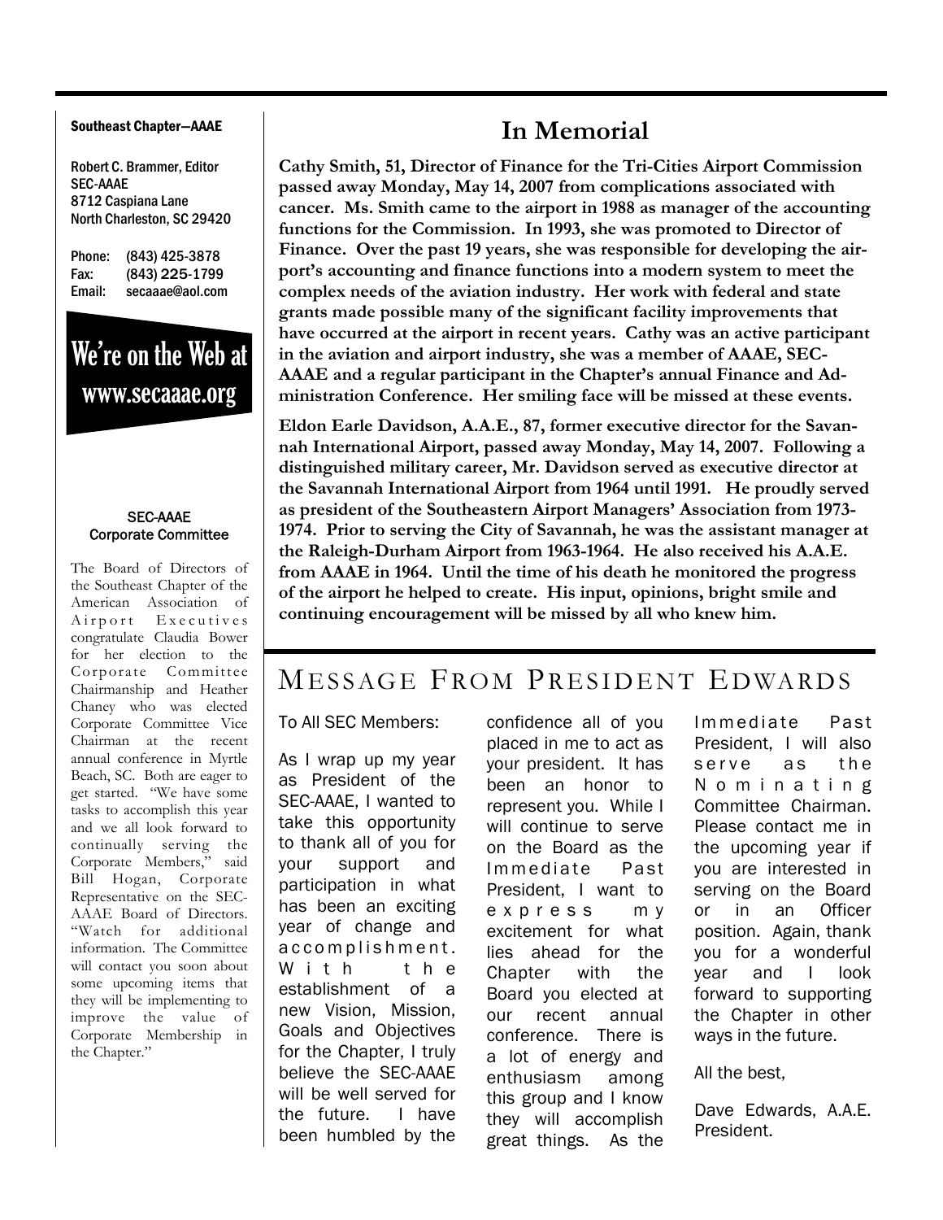**Southeast Chapter—AAAE**

Robert C. Brammer, Editor
SEC-AAAE
8712 Caspiana Lane
North Charleston, SC 29420

Phone: (843) 425-3878
Fax: (843) 225-1799
Email: secaaae@aol.com

**We're on the Web at www.secaaae.org**

### SEC-AAAE Corporate Committee

The Board of Directors of the Southeast Chapter of the American Association of Airport Executives congratulate Claudia Bower for her election to the Corporate Committee Chairmanship and Heather Chaney who was elected Corporate Committee Vice Chairman at the recent annual conference in Myrtle Beach, SC. Both are eager to get started. "We have some tasks to accomplish this year and we all look forward to continually serving the Corporate Members," said Bill Hogan, Corporate Representative on the SEC-AAAE Board of Directors. "Watch for additional information. The Committee will contact you soon about some upcoming items that they will be implementing to improve the value of Corporate Membership in the Chapter."

# In Memorial

**Cathy Smith, 51, Director of Finance for the Tri-Cities Airport Commission passed away Monday, May 14, 2007 from complications associated with cancer. Ms. Smith came to the airport in 1988 as manager of the accounting functions for the Commission. In 1993, she was promoted to Director of Finance. Over the past 19 years, she was responsible for developing the airport's accounting and finance functions into a modern system to meet the complex needs of the aviation industry. Her work with federal and state grants made possible many of the significant facility improvements that have occurred at the airport in recent years. Cathy was an active participant in the aviation and airport industry, she was a member of AAAE, SEC-AAAE and a regular participant in the Chapter's annual Finance and Administration Conference. Her smiling face will be missed at these events.**

**Eldon Earle Davidson, A.A.E., 87, former executive director for the Savannah International Airport, passed away Monday, May 14, 2007. Following a distinguished military career, Mr. Davidson served as executive director at the Savannah International Airport from 1964 until 1991. He proudly served as president of the Southeastern Airport Managers' Association from 1973-1974. Prior to serving the City of Savannah, he was the assistant manager at the Raleigh-Durham Airport from 1963-1964. He also received his A.A.E. from AAAE in 1964. Until the time of his death he monitored the progress of the airport he helped to create. His input, opinions, bright smile and continuing encouragement will be missed by all who knew him.**

# Message From President Edwards

To All SEC Members:

As I wrap up my year as President of the SEC-AAAE, I wanted to take this opportunity to thank all of you for your support and participation in what has been an exciting year of change and accomplishment. With the establishment of a new Vision, Mission, Goals and Objectives for the Chapter, I truly believe the SEC-AAAE will be well served for the future. I have been humbled by the confidence all of you placed in me to act as your president. It has been an honor to represent you. While I will continue to serve on the Board as the Immediate Past President, I want to express my excitement for what lies ahead for the Chapter with the Board you elected at our recent annual conference. There is a lot of energy and enthusiasm among this group and I know they will accomplish great things. As the Immediate Past President, I will also serve as the Nominating Committee Chairman. Please contact me in the upcoming year if you are interested in serving on the Board or in an Officer position. Again, thank you for a wonderful year and I look forward to supporting the Chapter in other ways in the future.

All the best,

Dave Edwards, A.A.E.
President.